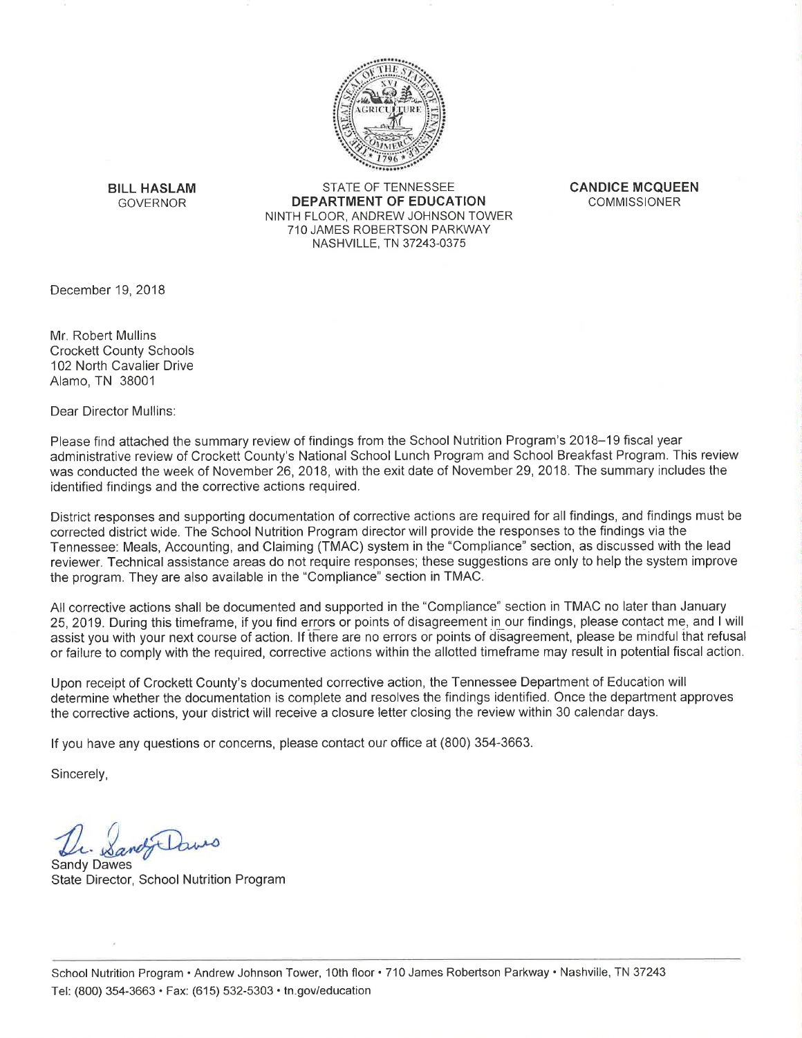**BILL HASLAM**
GOVERNOR

STATE OF TENNESSEE
**DEPARTMENT OF EDUCATION**
NINTH FLOOR, ANDREW JOHNSON TOWER
710 JAMES ROBERTSON PARKWAY
NASHVILLE, TN 37243-0375

**CANDICE MCQUEEN**
COMMISSIONER

December 19, 2018

Mr. Robert Mullins
Crockett County Schools
102 North Cavalier Drive
Alamo, TN 38001

Dear Director Mullins:

Please find attached the summary review of findings from the School Nutrition Program's 2018–19 fiscal year administrative review of Crockett County's National School Lunch Program and School Breakfast Program. This review was conducted the week of November 26, 2018, with the exit date of November 29, 2018. The summary includes the identified findings and the corrective actions required.

District responses and supporting documentation of corrective actions are required for all findings, and findings must be corrected district wide. The School Nutrition Program director will provide the responses to the findings via the Tennessee: Meals, Accounting, and Claiming (TMAC) system in the "Compliance" section, as discussed with the lead reviewer. Technical assistance areas do not require responses; these suggestions are only to help the system improve the program. They are also available in the "Compliance" section in TMAC.

All corrective actions shall be documented and supported in the "Compliance" section in TMAC no later than January 25, 2019. During this timeframe, if you find errors or points of disagreement in our findings, please contact me, and I will assist you with your next course of action. If there are no errors or points of disagreement, please be mindful that refusal or failure to comply with the required, corrective actions within the allotted timeframe may result in potential fiscal action.

Upon receipt of Crockett County's documented corrective action, the Tennessee Department of Education will determine whether the documentation is complete and resolves the findings identified. Once the department approves the corrective actions, your district will receive a closure letter closing the review within 30 calendar days.

If you have any questions or concerns, please contact our office at (800) 354-3663.

Sincerely,

Dr. Sandy Dawes

Sandy Dawes
State Director, School Nutrition Program

School Nutrition Program • Andrew Johnson Tower, 10th floor • 710 James Robertson Parkway • Nashville, TN 37243
Tel: (800) 354-3663 • Fax: (615) 532-5303 • tn.gov/education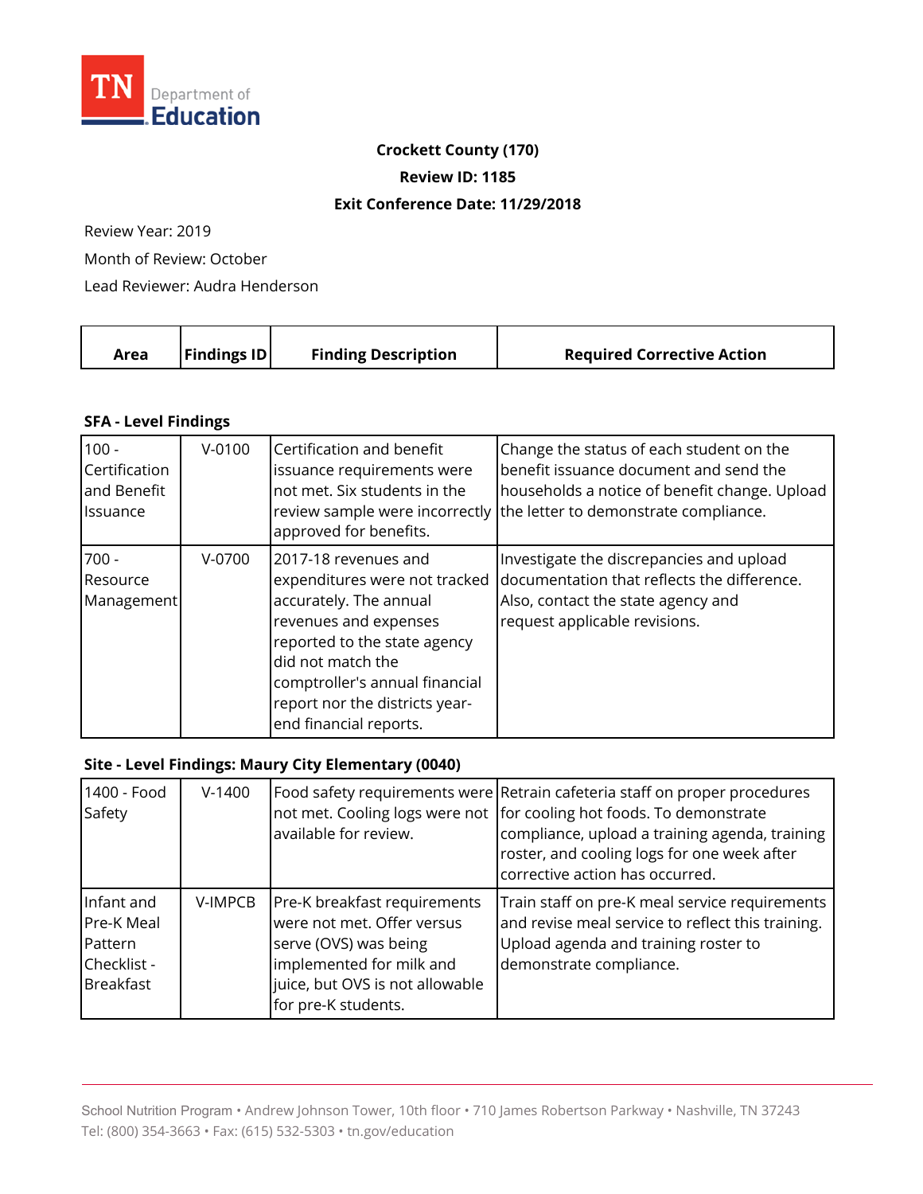TN Department of Education

**Crockett County (170)**

**Review ID: 1185**

**Exit Conference Date: 11/29/2018**

Review Year: 2019

Month of Review: October

Lead Reviewer: Audra Henderson

| Area | Findings ID | Finding Description | Required Corrective Action |
|---|---|---|---|
| **SFA - Level Findings** | | | |
| 100 - Certification and Benefit Issuance | V-0100 | Certification and benefit issuance requirements were not met. Six students in the review sample were incorrectly approved for benefits. | Change the status of each student on the benefit issuance document and send the households a notice of benefit change. Upload the letter to demonstrate compliance. |
| 700 - Resource Management | V-0700 | 2017-18 revenues and expenditures were not tracked accurately. The annual revenues and expenses reported to the state agency did not match the comptroller's annual financial report nor the districts year-end financial reports. | Investigate the discrepancies and upload documentation that reflects the difference. Also, contact the state agency and request applicable revisions. |
| **Site - Level Findings: Maury City Elementary (0040)** | | | |
| 1400 - Food Safety | V-1400 | Food safety requirements were not met. Cooling logs were not available for review. | Retrain cafeteria staff on proper procedures for cooling hot foods. To demonstrate compliance, upload a training agenda, training roster, and cooling logs for one week after corrective action has occurred. |
| Infant and Pre-K Meal Pattern Checklist - Breakfast | V-IMPCB | Pre-K breakfast requirements were not met. Offer versus serve (OVS) was being implemented for milk and juice, but OVS is not allowable for pre-K students. | Train staff on pre-K meal service requirements and revise meal service to reflect this training. Upload agenda and training roster to demonstrate compliance. |

School Nutrition Program • Andrew Johnson Tower, 10th floor • 710 James Robertson Parkway • Nashville, TN 37243
Tel: (800) 354-3663 • Fax: (615) 532-5303 • tn.gov/education